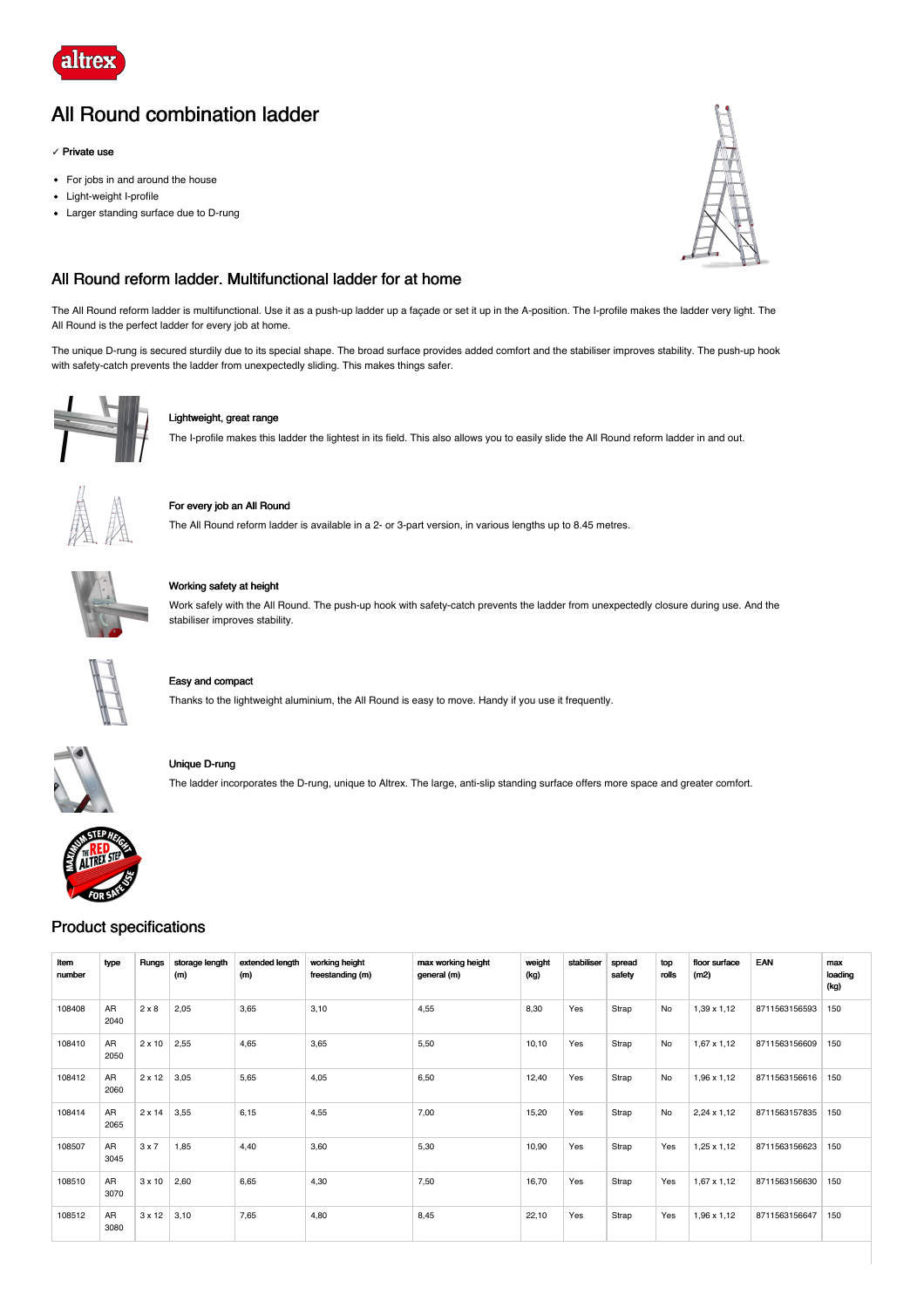# All Round combination ladder

✓ **Private use**

- For jobs in and around the house
- Light-weight I-profile
- Larger standing surface due to D-rung

## All Round reform ladder. Multifunctional ladder for at home

The All Round reform ladder is multifunctional. Use it as a push-up ladder up a façade or set it up in the A-position. The I-profile makes the ladder very light. The All Round is the perfect ladder for every job at home.

The unique D-rung is secured sturdily due to its special shape. The broad surface provides added comfort and the stabiliser improves stability. The push-up hook with safety-catch prevents the ladder from unexpectedly sliding. This makes things safer.

### Lightweight, great range

The I-profile makes this ladder the lightest in its field. This also allows you to easily slide the All Round reform ladder in and out.

### For every job an All Round

The All Round reform ladder is available in a 2- or 3-part version, in various lengths up to 8.45 metres.

### Working safety at height

Work safely with the All Round. The push-up hook with safety-catch prevents the ladder from unexpectedly closure during use. And the stabiliser improves stability.

### Easy and compact

Thanks to the lightweight aluminium, the All Round is easy to move. Handy if you use it frequently.

### Unique D-rung

The ladder incorporates the D-rung, unique to Altrex. The large, anti-slip standing surface offers more space and greater comfort.

## Product specifications

| Item number | type | Rungs | storage length (m) | extended length (m) | working height freestanding (m) | max working height general (m) | weight (kg) | stabiliser | spread safety | top rolls | floor surface (m2) | EAN | max loading (kg) |
|---|---|---|---|---|---|---|---|---|---|---|---|---|---|
| 108408 | AR 2040 | 2 x 8 | 2,05 | 3,65 | 3,10 | 4,55 | 8,30 | Yes | Strap | No | 1,39 x 1,12 | 8711563156593 | 150 |
| 108410 | AR 2050 | 2 x 10 | 2,55 | 4,65 | 3,65 | 5,50 | 10,10 | Yes | Strap | No | 1,67 x 1,12 | 8711563156609 | 150 |
| 108412 | AR 2060 | 2 x 12 | 3,05 | 5,65 | 4,05 | 6,50 | 12,40 | Yes | Strap | No | 1,96 x 1,12 | 8711563156616 | 150 |
| 108414 | AR 2065 | 2 x 14 | 3,55 | 6,15 | 4,55 | 7,00 | 15,20 | Yes | Strap | No | 2,24 x 1,12 | 8711563157835 | 150 |
| 108507 | AR 3045 | 3 x 7 | 1,85 | 4,40 | 3,60 | 5,30 | 10,90 | Yes | Strap | Yes | 1,25 x 1,12 | 8711563156623 | 150 |
| 108510 | AR 3070 | 3 x 10 | 2,60 | 6,65 | 4,30 | 7,50 | 16,70 | Yes | Strap | Yes | 1,67 x 1,12 | 8711563156630 | 150 |
| 108512 | AR 3080 | 3 x 12 | 3,10 | 7,65 | 4,80 | 8,45 | 22,10 | Yes | Strap | Yes | 1,96 x 1,12 | 8711563156647 | 150 |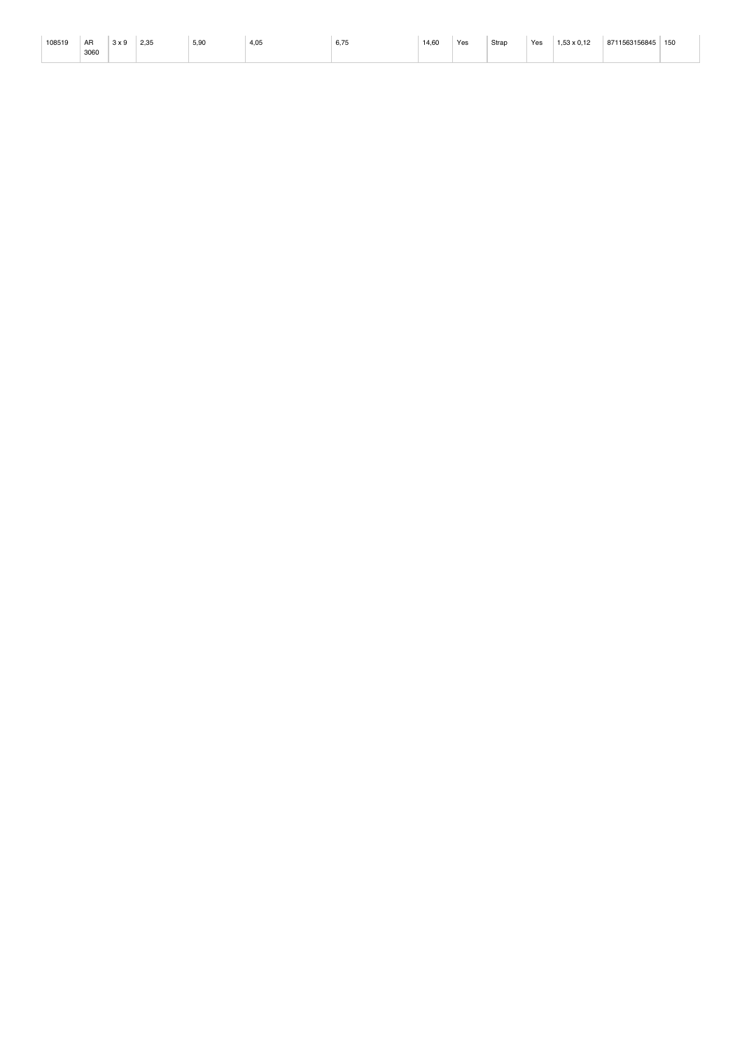| | | | | | | | | | | | | | |
|---|---|---|---|---|---|---|---|---|---|---|---|---|---|
| 108519 | AR 3060 | 3 x 9 | 2,35 | 5,90 | 4,05 | 6,75 | 14,60 | Yes | Strap | Yes | 1,53 x 0,12 | 8711563156845 | 150 |